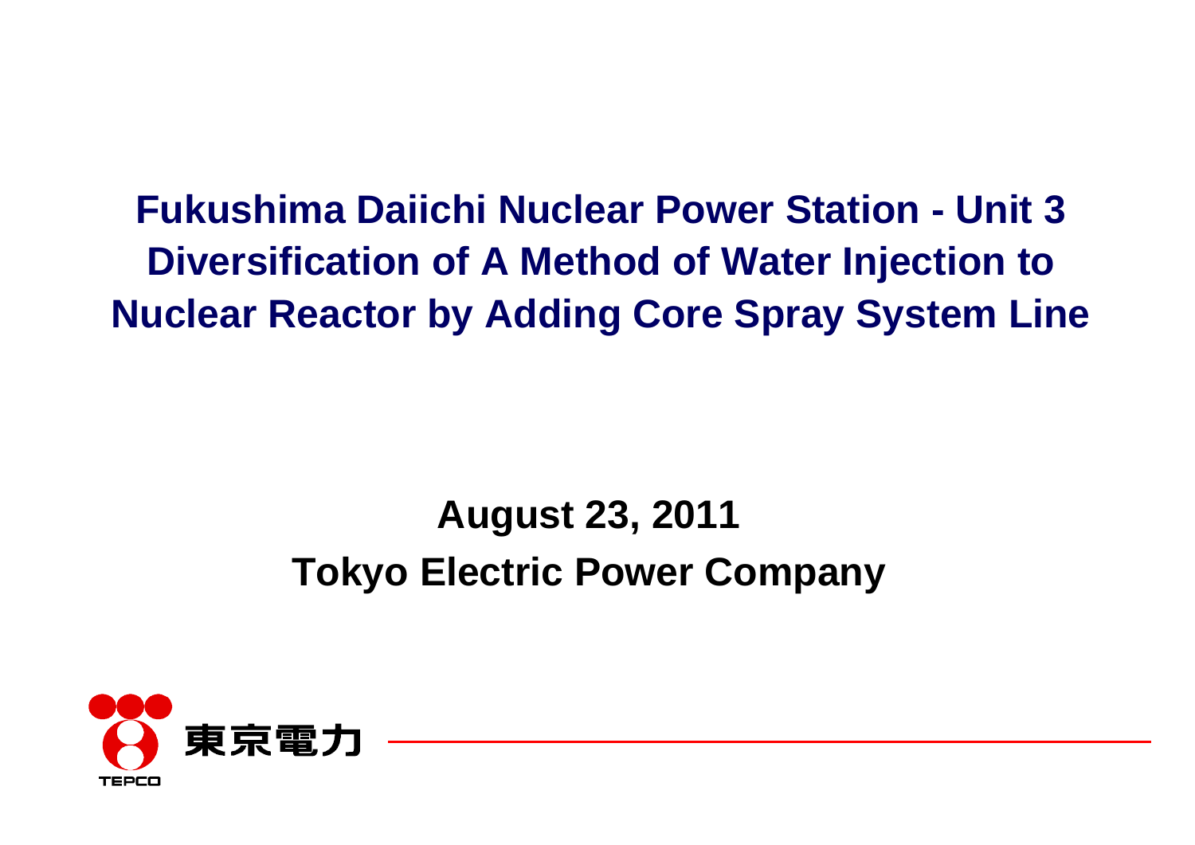# Fukushima Daiichi Nuclear Power Station - Unit 3 Diversification of A Method of Water Injection to Nuclear Reactor by Adding Core Spray System Line

**August 23, 2011**

**Tokyo Electric Power Company**

東京電力

TEPCO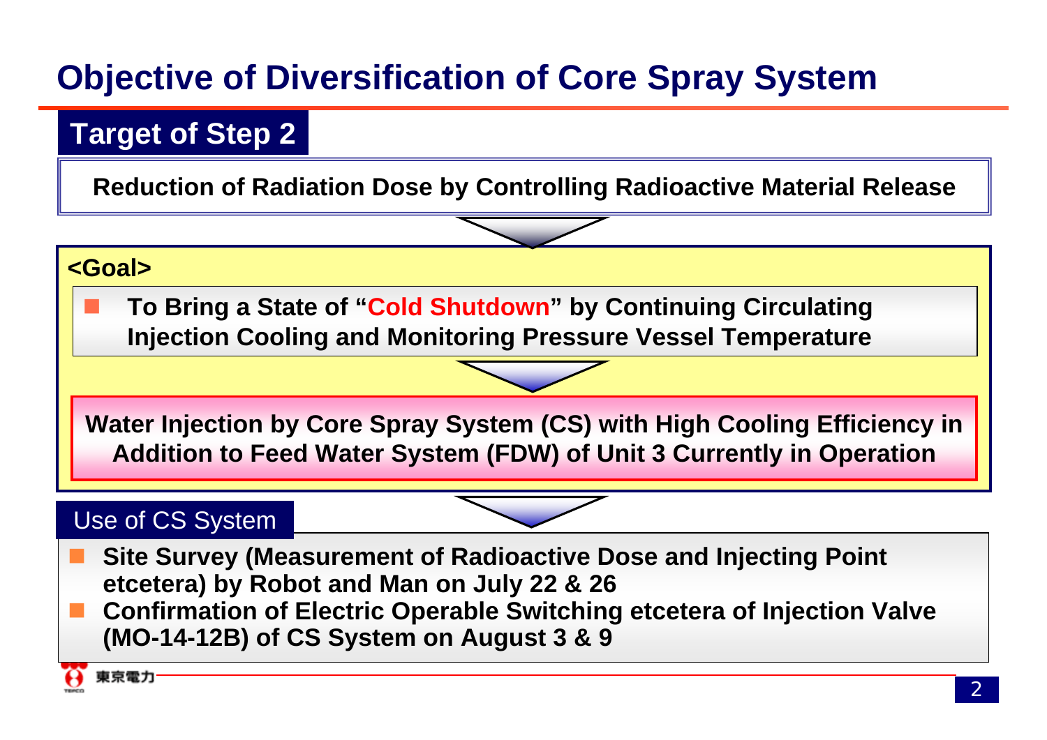# Objective of Diversification of Core Spray System

## Target of Step 2

**Reduction of Radiation Dose by Controlling Radioactive Material Release**

**<Goal>**

- **To Bring a State of "Cold Shutdown" by Continuing Circulating Injection Cooling and Monitoring Pressure Vessel Temperature**

**Water Injection by Core Spray System (CS) with High Cooling Efficiency in Addition to Feed Water System (FDW) of Unit 3 Currently in Operation**

## Use of CS System

- **Site Survey (Measurement of Radioactive Dose and Injecting Point etcetera) by Robot and Man on July 22 & 26**
- **Confirmation of Electric Operable Switching etcetera of Injection Valve (MO-14-12B) of CS System on August 3 & 9**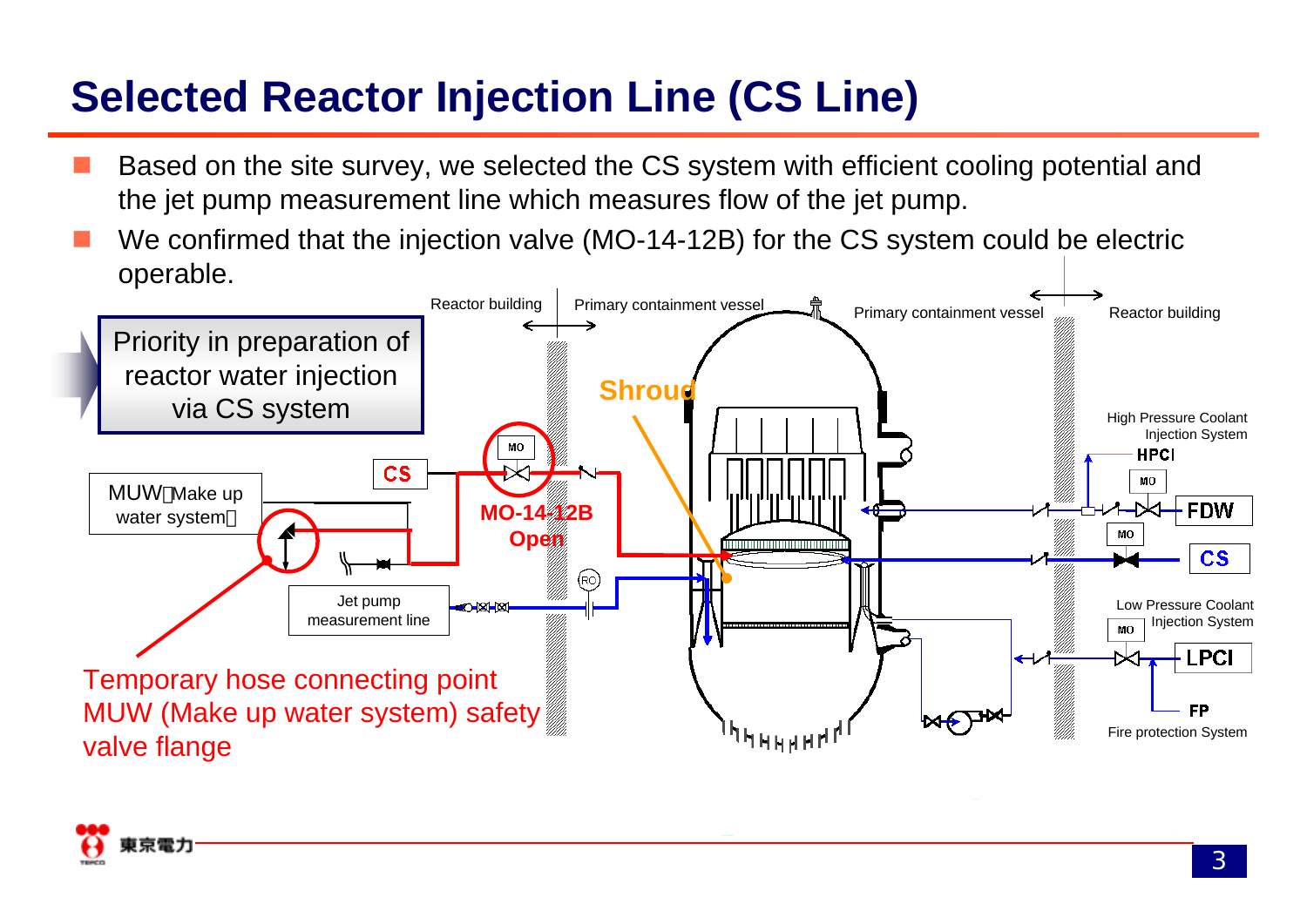# Selected Reactor Injection Line (CS Line)

- Based on the site survey, we selected the CS system with efficient cooling potential and the jet pump measurement line which measures flow of the jet pump.
- We confirmed that the injection valve (MO-14-12B) for the CS system could be electric operable.

Priority in preparation of reactor water injection via CS system

Reactor building | Primary containment vessel | Primary containment vessel | Reactor building

Shroud

CS

MO

MO-14-12B Open

MUW（Make up water system）

Jet pump measurement line

High Pressure Coolant Injection System HPCI

FDW

CS

Low Pressure Coolant Injection System LPCI

FP Fire protection System

Temporary hose connecting point MUW (Make up water system) safety valve flange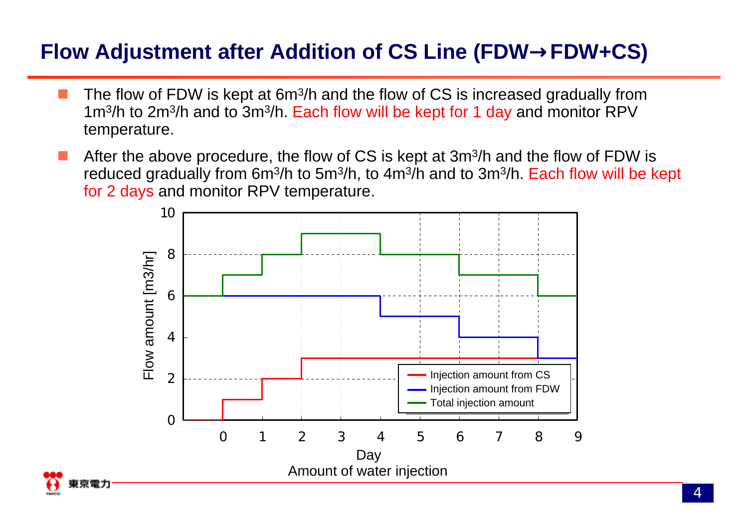# Flow Adjustment after Addition of CS Line (FDW→FDW+CS)

- The flow of FDW is kept at 6m³/h and the flow of CS is increased gradually from 1m³/h to 2m³/h and to 3m³/h. Each flow will be kept for 1 day and monitor RPV temperature.
- After the above procedure, the flow of CS is kept at 3m³/h and the flow of FDW is reduced gradually from 6m³/h to 5m³/h, to 4m³/h and to 3m³/h. Each flow will be kept for 2 days and monitor RPV temperature.

| Day | Injection amount from CS [m3/hr] | Injection amount from FDW [m3/hr] | Total injection amount [m3/hr] |
|---|---|---|---|
| before 0 | 0 | 6 | 6 |
| 0–1 | 1 | 6 | 7 |
| 1–2 | 2 | 6 | 8 |
| 2–4 | 3 | 6 | 9 |
| 4–6 | 3 | 5 | 8 |
| 6–8 | 3 | 4 | 7 |
| 8–9 | 3 | 3 | 6 |

Amount of water injection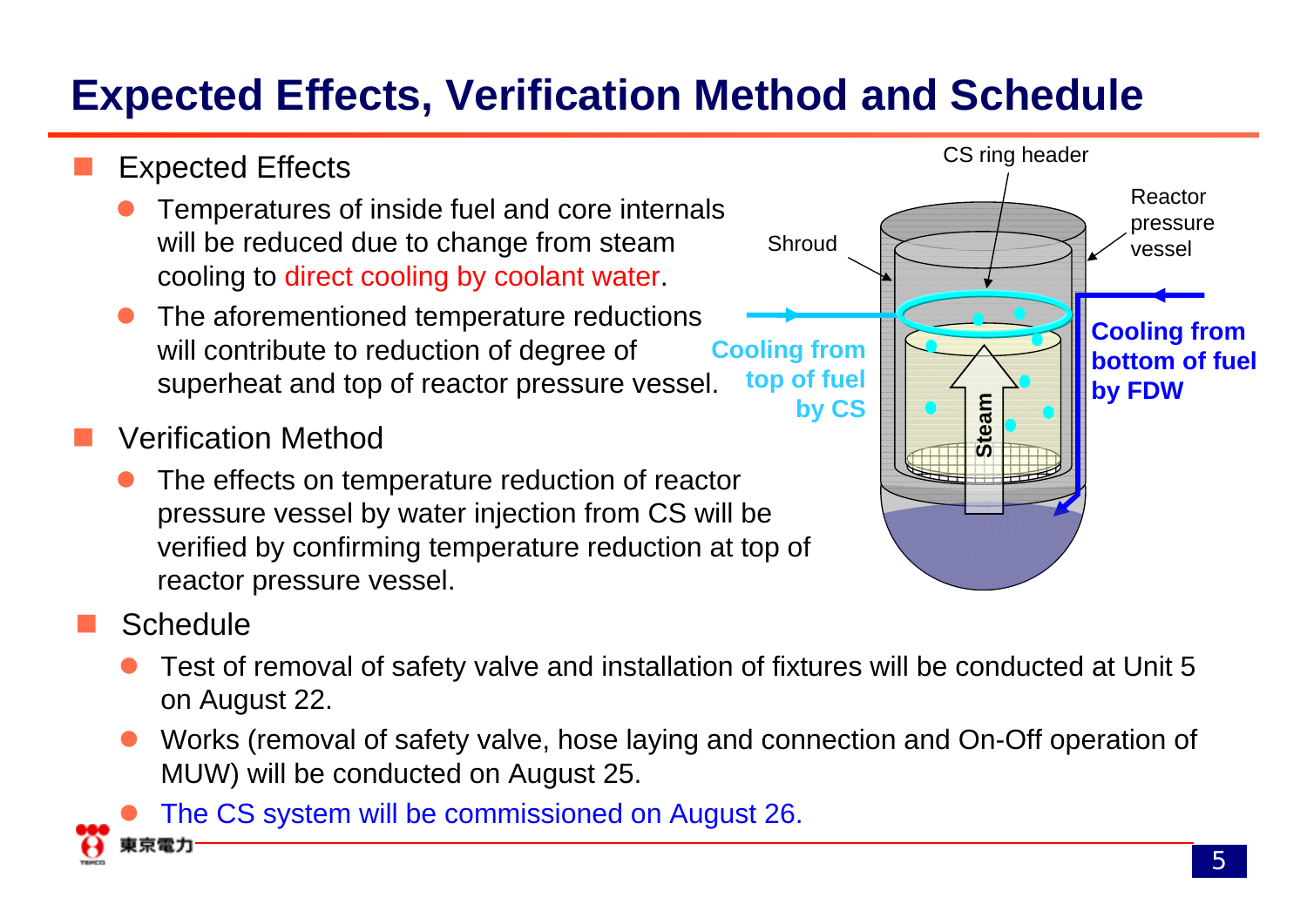# Expected Effects, Verification Method and Schedule

- Expected Effects
  - Temperatures of inside fuel and core internals will be reduced due to change from steam cooling to direct cooling by coolant water.
  - The aforementioned temperature reductions will contribute to reduction of degree of superheat and top of reactor pressure vessel.
- Verification Method
  - The effects on temperature reduction of reactor pressure vessel by water injection from CS will be verified by confirming temperature reduction at top of reactor pressure vessel.

CS ring header

Reactor pressure vessel

Shroud

Cooling from top of fuel by CS

Cooling from bottom of fuel by FDW

Steam

- Schedule
  - Test of removal of safety valve and installation of fixtures will be conducted at Unit 5 on August 22.
  - Works (removal of safety valve, hose laying and connection and On-Off operation of MUW) will be conducted on August 25.
  - The CS system will be commissioned on August 26.